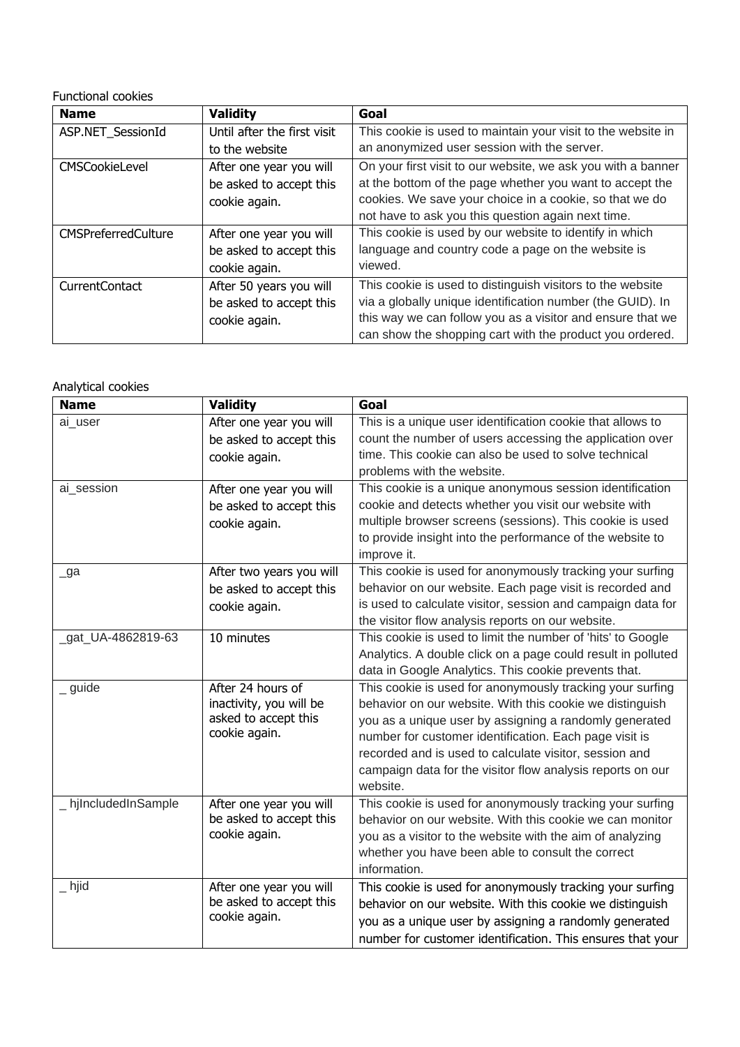Functional cookies

| Name | Validity | Goal |
| --- | --- | --- |
| ASP.NET_SessionId | Until after the first visit to the website | This cookie is used to maintain your visit to the website in an anonymized user session with the server. |
| CMSCookieLevel | After one year you will be asked to accept this cookie again. | On your first visit to our website, we ask you with a banner at the bottom of the page whether you want to accept the cookies. We save your choice in a cookie, so that we do not have to ask you this question again next time. |
| CMSPreferredCulture | After one year you will be asked to accept this cookie again. | This cookie is used by our website to identify in which language and country code a page on the website is viewed. |
| CurrentContact | After 50 years you will be asked to accept this cookie again. | This cookie is used to distinguish visitors to the website via a globally unique identification number (the GUID). In this way we can follow you as a visitor and ensure that we can show the shopping cart with the product you ordered. |

Analytical cookies

| Name | Validity | Goal |
| --- | --- | --- |
| ai_user | After one year you will be asked to accept this cookie again. | This is a unique user identification cookie that allows to count the number of users accessing the application over time. This cookie can also be used to solve technical problems with the website. |
| ai_session | After one year you will be asked to accept this cookie again. | This cookie is a unique anonymous session identification cookie and detects whether you visit our website with multiple browser screens (sessions). This cookie is used to provide insight into the performance of the website to improve it. |
| _ga | After two years you will be asked to accept this cookie again. | This cookie is used for anonymously tracking your surfing behavior on our website. Each page visit is recorded and is used to calculate visitor, session and campaign data for the visitor flow analysis reports on our website. |
| _gat_UA-4862819-63 | 10 minutes | This cookie is used to limit the number of 'hits' to Google Analytics. A double click on a page could result in polluted data in Google Analytics. This cookie prevents that. |
| _ guide | After 24 hours of inactivity, you will be asked to accept this cookie again. | This cookie is used for anonymously tracking your surfing behavior on our website. With this cookie we distinguish you as a unique user by assigning a randomly generated number for customer identification. Each page visit is recorded and is used to calculate visitor, session and campaign data for the visitor flow analysis reports on our website. |
| _ hjIncludedInSample | After one year you will be asked to accept this cookie again. | This cookie is used for anonymously tracking your surfing behavior on our website. With this cookie we can monitor you as a visitor to the website with the aim of analyzing whether you have been able to consult the correct information. |
| _ hjid | After one year you will be asked to accept this cookie again. | This cookie is used for anonymously tracking your surfing behavior on our website. With this cookie we distinguish you as a unique user by assigning a randomly generated number for customer identification. This ensures that your |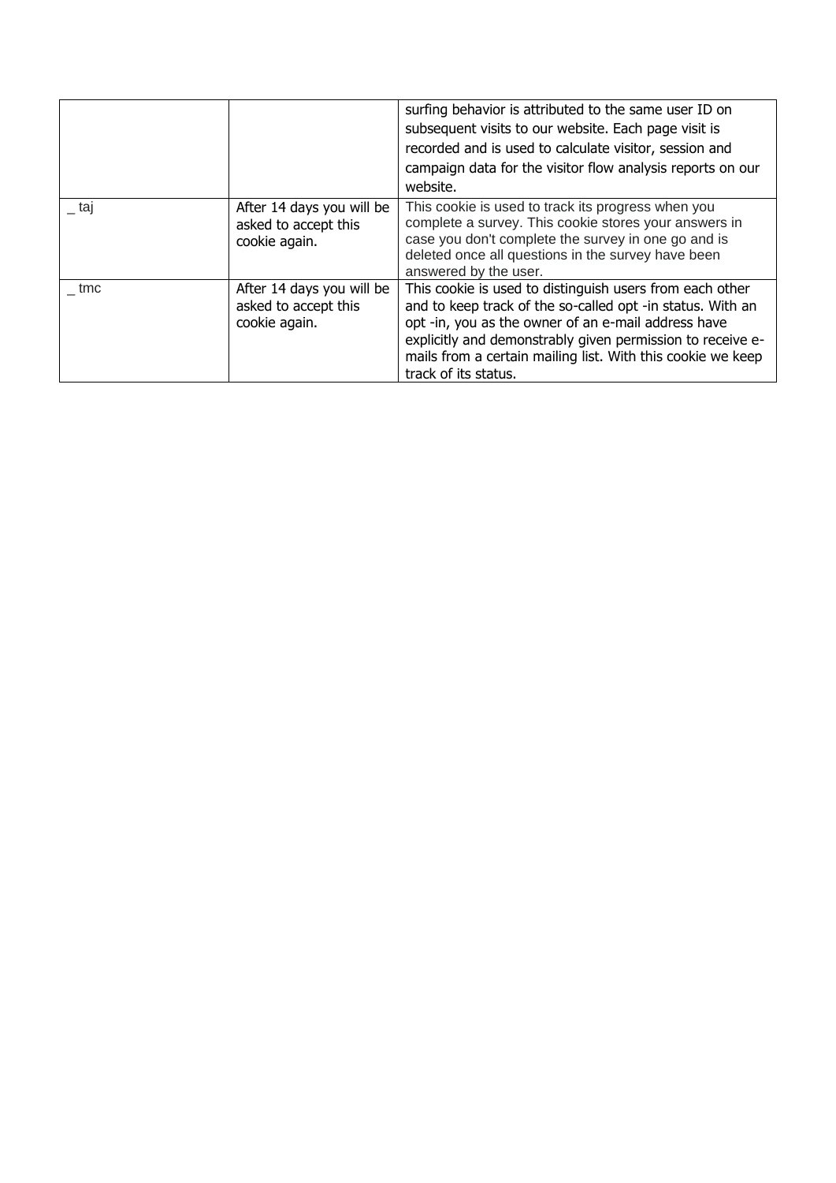| | | |
|---|---|---|
| | | surfing behavior is attributed to the same user ID on subsequent visits to our website. Each page visit is recorded and is used to calculate visitor, session and campaign data for the visitor flow analysis reports on our website. |
| _ taj | After 14 days you will be asked to accept this cookie again. | This cookie is used to track its progress when you complete a survey. This cookie stores your answers in case you don't complete the survey in one go and is deleted once all questions in the survey have been answered by the user. |
| _ tmc | After 14 days you will be asked to accept this cookie again. | This cookie is used to distinguish users from each other and to keep track of the so-called opt -in status. With an opt -in, you as the owner of an e-mail address have explicitly and demonstrably given permission to receive e-mails from a certain mailing list. With this cookie we keep track of its status. |